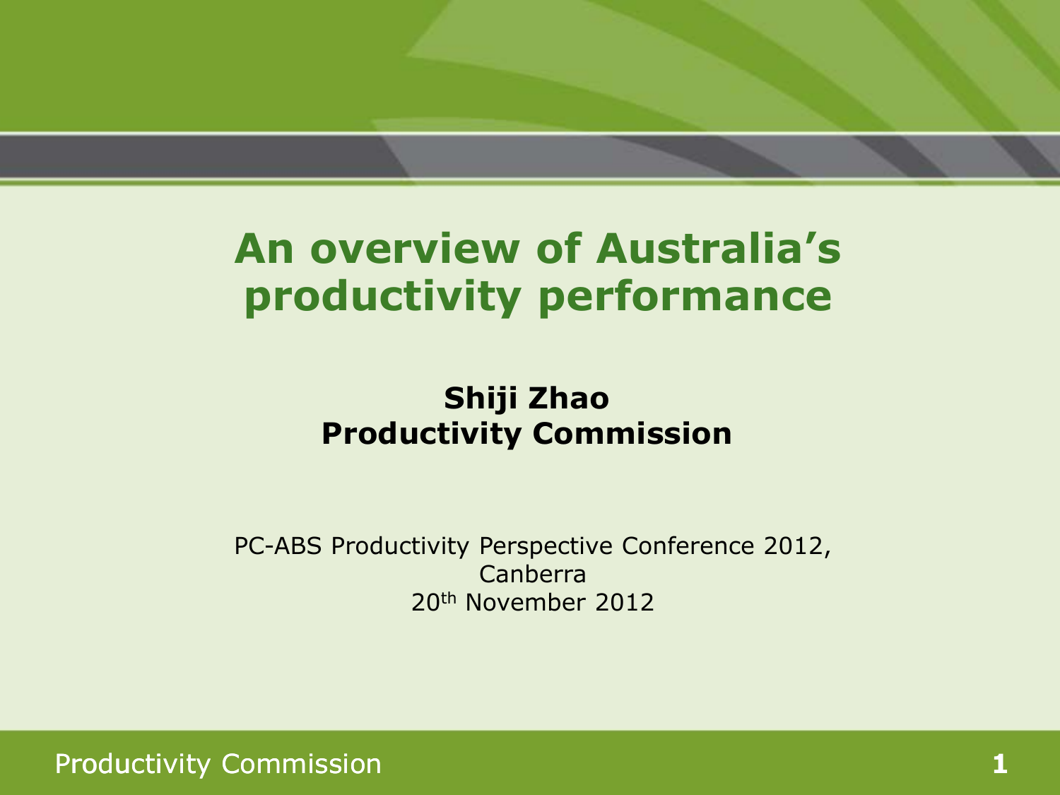# An overview of Australia's productivity performance

**Shiji Zhao**
**Productivity Commission**

PC-ABS Productivity Perspective Conference 2012, Canberra
20th November 2012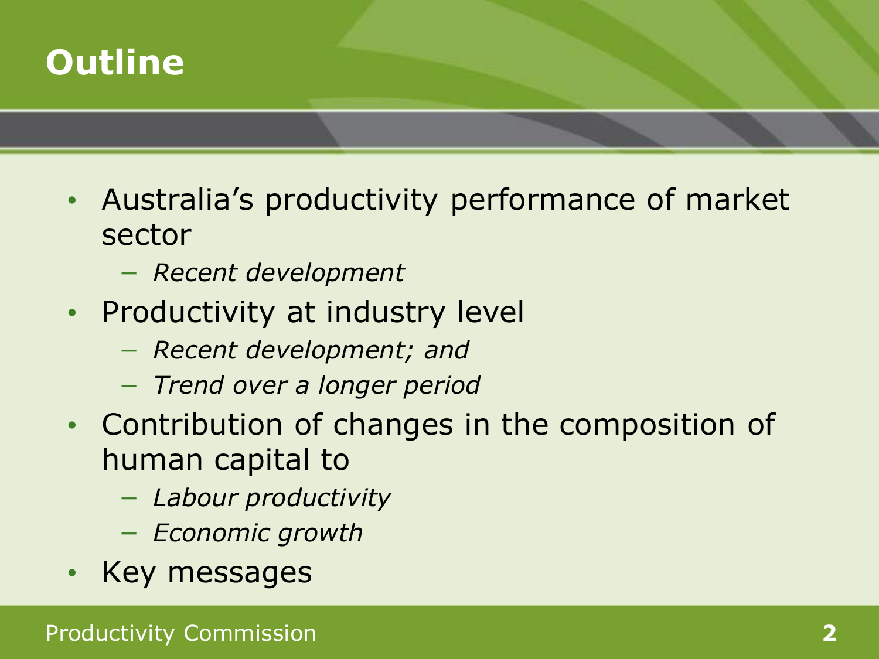# Outline

- Australia's productivity performance of market sector
  - *Recent development*
- Productivity at industry level
  - *Recent development; and*
  - *Trend over a longer period*
- Contribution of changes in the composition of human capital to
  - *Labour productivity*
  - *Economic growth*
- Key messages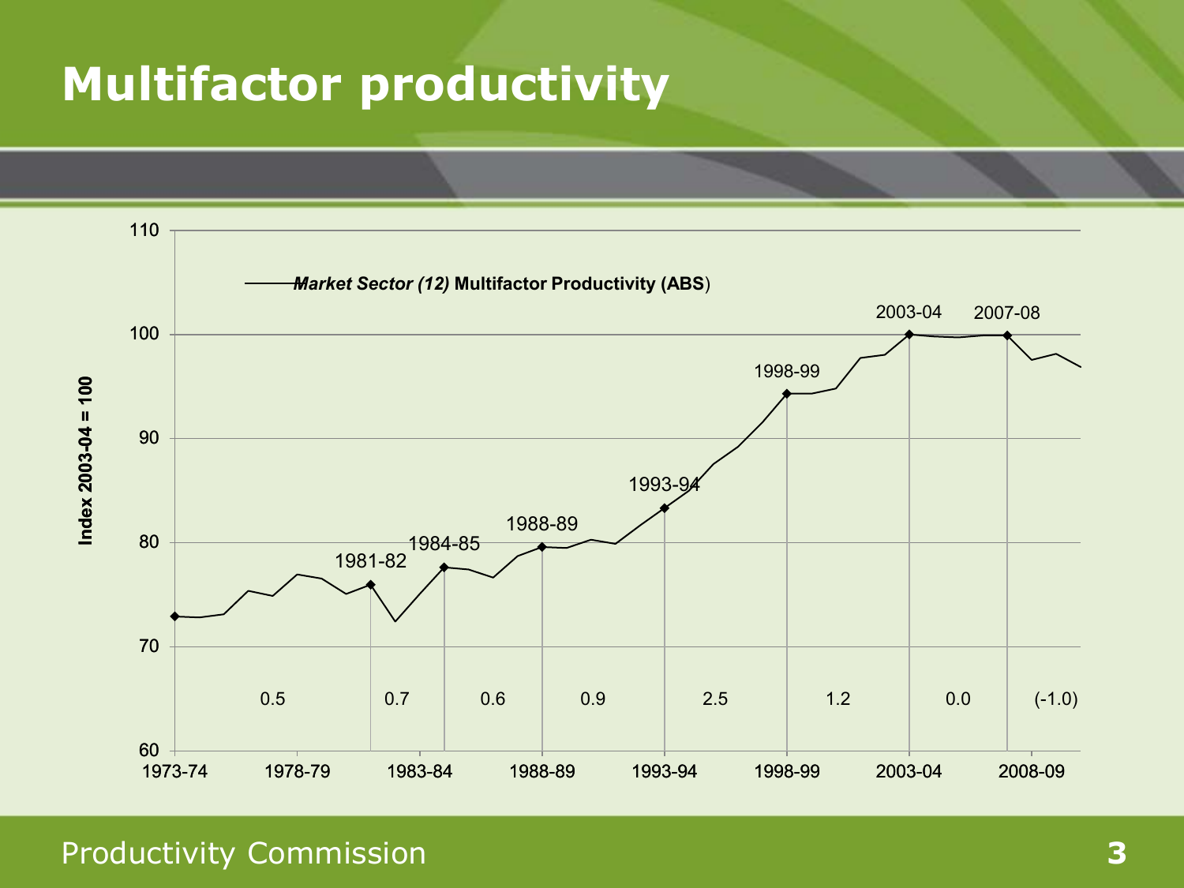# Multifactor productivity

*Market Sector (12)* **Multifactor Productivity (ABS)**

Index 2003-04 = 100

| Period | Average annual growth |
|---|---|
| 1973-74 to 1981-82 | 0.5 |
| 1981-82 to 1984-85 | 0.7 |
| 1984-85 to 1988-89 | 0.6 |
| 1988-89 to 1993-94 | 0.9 |
| 1993-94 to 1998-99 | 2.5 |
| 1998-99 to 2003-04 | 1.2 |
| 2003-04 to 2007-08 | 0.0 |
| 2007-08 onwards | (-1.0) |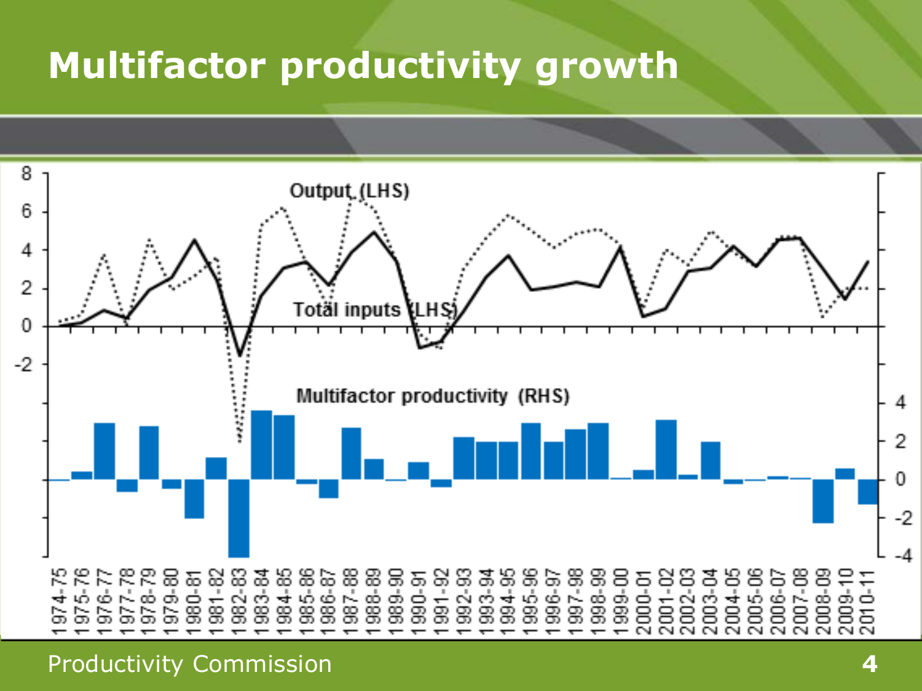# Multifactor productivity growth

Output (LHS)

Total inputs (LHS)

Multifactor productivity (RHS)

1974-75, 1975-76, 1976-77, 1977-78, 1978-79, 1979-80, 1980-81, 1981-82, 1982-83, 1983-84, 1984-85, 1985-86, 1986-87, 1987-88, 1988-89, 1989-90, 1990-91, 1991-92, 1992-93, 1993-94, 1994-95, 1995-96, 1996-97, 1997-98, 1998-99, 1999-00, 2000-01, 2001-02, 2002-03, 2003-04, 2004-05, 2005-06, 2006-07, 2007-08, 2008-09, 2009-10, 2010-11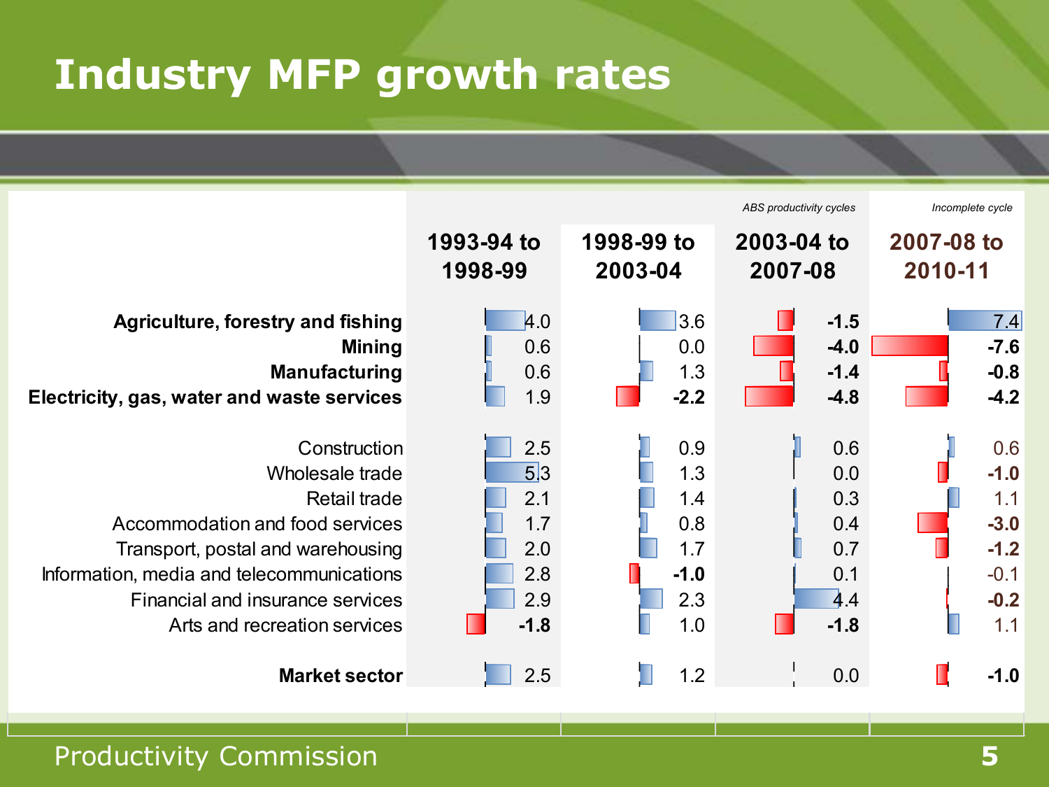# Industry MFP growth rates

| | 1993-94 to 1998-99 | 1998-99 to 2003-04 | 2003-04 to 2007-08 | 2007-08 to 2010-11 |
|---|---|---|---|---|
| | | | *ABS productivity cycles* | *Incomplete cycle* |
| **Agriculture, forestry and fishing** | 4.0 | 3.6 | **-1.5** | 7.4 |
| **Mining** | 0.6 | 0.0 | **-4.0** | **-7.6** |
| **Manufacturing** | 0.6 | 1.3 | **-1.4** | **-0.8** |
| **Electricity, gas, water and waste services** | 1.9 | **-2.2** | **-4.8** | **-4.2** |
| Construction | 2.5 | 0.9 | 0.6 | 0.6 |
| Wholesale trade | 5.3 | 1.3 | 0.0 | **-1.0** |
| Retail trade | 2.1 | 1.4 | 0.3 | 1.1 |
| Accommodation and food services | 1.7 | 0.8 | 0.4 | **-3.0** |
| Transport, postal and warehousing | 2.0 | 1.7 | 0.7 | **-1.2** |
| Information, media and telecommunications | 2.8 | **-1.0** | 0.1 | -0.1 |
| Financial and insurance services | 2.9 | 2.3 | 4.4 | **-0.2** |
| Arts and recreation services | **-1.8** | 1.0 | **-1.8** | 1.1 |
| **Market sector** | 2.5 | 1.2 | 0.0 | **-1.0** |

Productivity Commission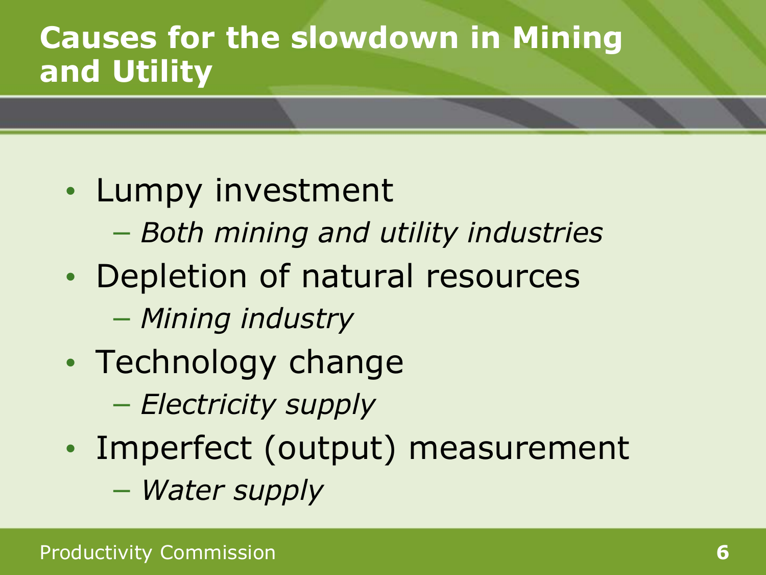# Causes for the slowdown in Mining and Utility

- Lumpy investment
  - *Both mining and utility industries*
- Depletion of natural resources
  - *Mining industry*
- Technology change
  - *Electricity supply*
- Imperfect (output) measurement
  - *Water supply*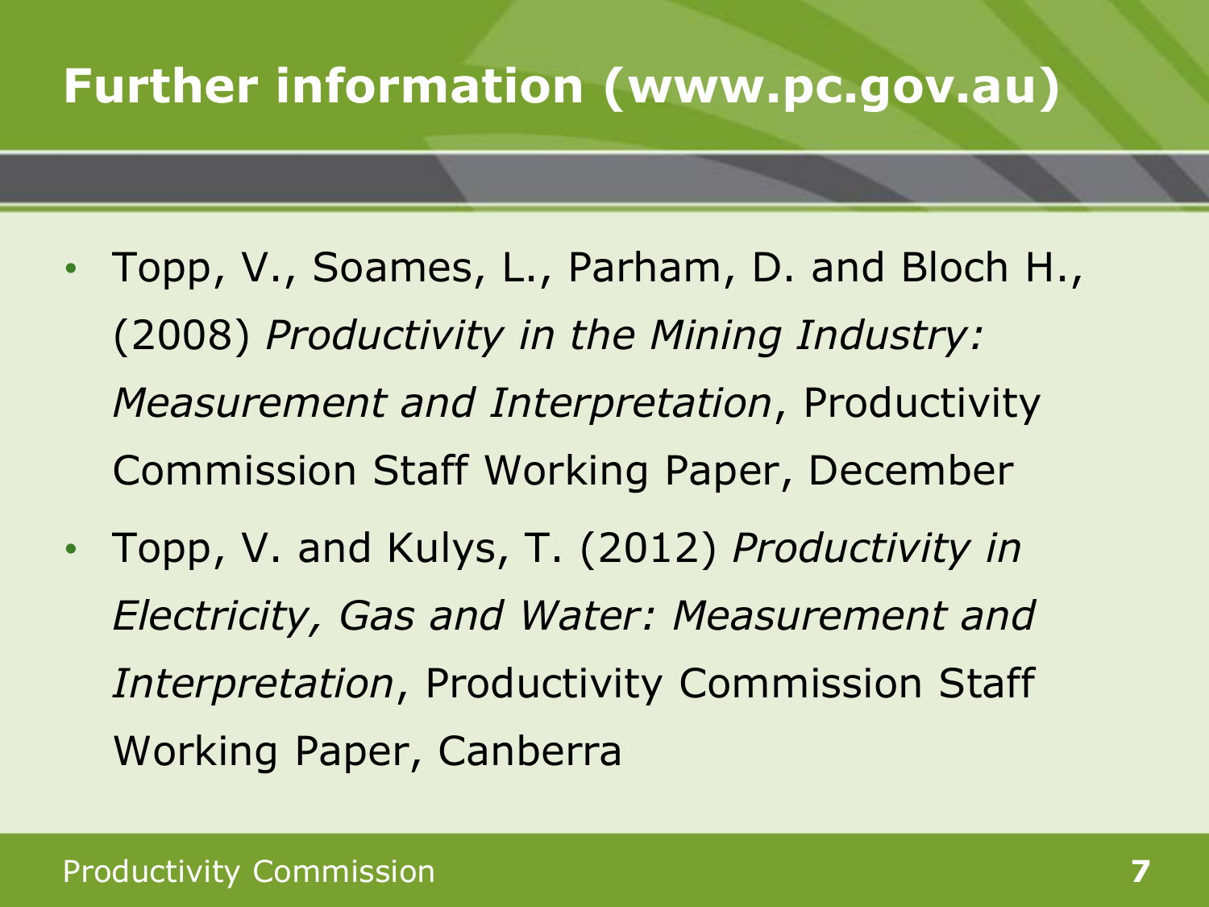# Further information (www.pc.gov.au)

- Topp, V., Soames, L., Parham, D. and Bloch H., (2008) *Productivity in the Mining Industry: Measurement and Interpretation*, Productivity Commission Staff Working Paper, December
- Topp, V. and Kulys, T. (2012) *Productivity in Electricity, Gas and Water: Measurement and Interpretation*, Productivity Commission Staff Working Paper, Canberra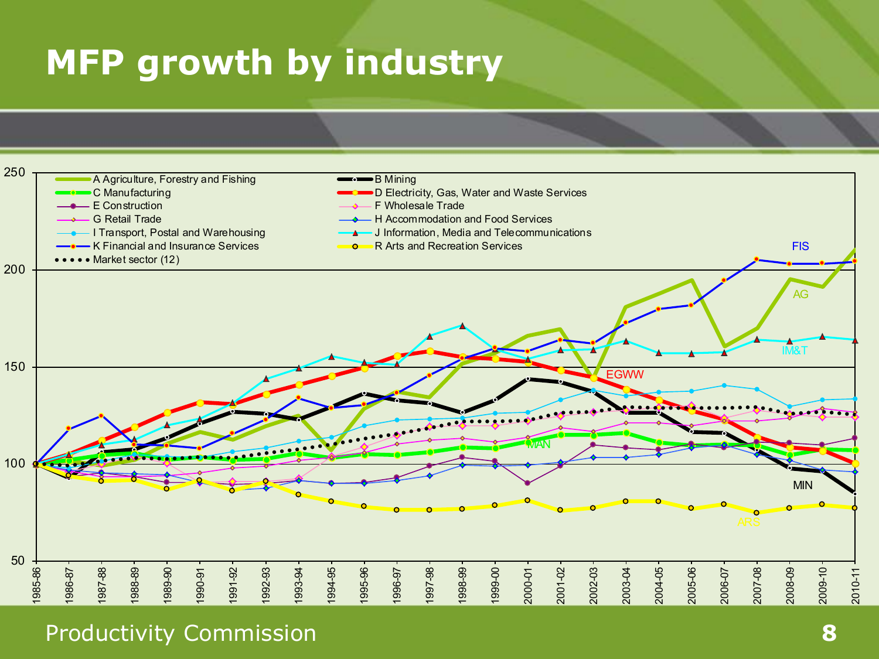# MFP growth by industry

| Series |
| --- |
| A Agriculture, Forestry and Fishing |
| B Mining |
| C Manufacturing |
| D Electricity, Gas, Water and Waste Services |
| E Construction |
| F Wholesale Trade |
| G Retail Trade |
| H Accommodation and Food Services |
| I Transport, Postal and Warehousing |
| J Information, Media and Telecommunications |
| K Financial and Insurance Services |
| R Arts and Recreation Services |
| Market sector (12) |

Y-axis: 50, 100, 150, 200, 250

X-axis: 1985-86, 1986-87, 1987-88, 1988-89, 1989-90, 1990-91, 1991-92, 1992-93, 1993-94, 1994-95, 1995-96, 1996-97, 1997-98, 1998-99, 1999-00, 2000-01, 2001-02, 2002-03, 2003-04, 2004-05, 2005-06, 2006-07, 2007-08, 2008-09, 2009-10, 2010-11

Line labels: FIS, AG, IM&T, EGWW, MAN, MIN, ARS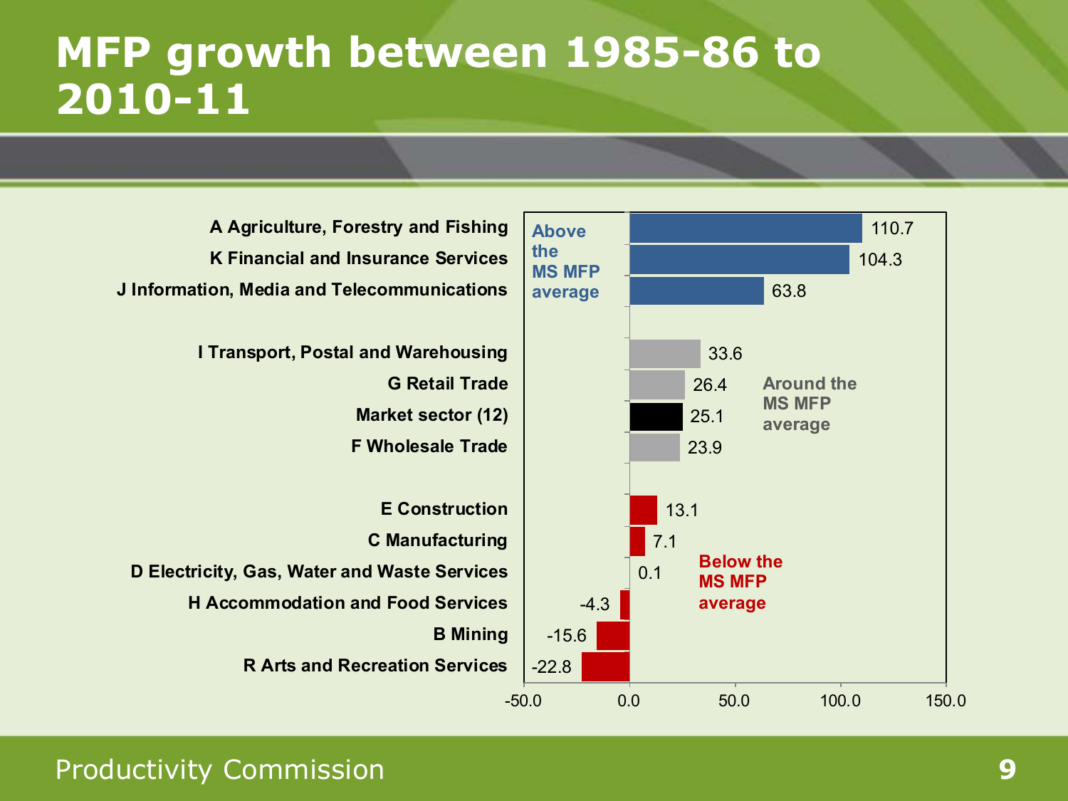# MFP growth between 1985-86 to 2010-11

| Industry | MFP growth | Group |
| --- | --- | --- |
| A Agriculture, Forestry and Fishing | 110.7 | Above the MS MFP average |
| K Financial and Insurance Services | 104.3 | Above the MS MFP average |
| J Information, Media and Telecommunications | 63.8 | Above the MS MFP average |
| I Transport, Postal and Warehousing | 33.6 | Around the MS MFP average |
| G Retail Trade | 26.4 | Around the MS MFP average |
| Market sector (12) | 25.1 | Around the MS MFP average |
| F Wholesale Trade | 23.9 | Around the MS MFP average |
| E Construction | 13.1 | Below the MS MFP average |
| C Manufacturing | 7.1 | Below the MS MFP average |
| D Electricity, Gas, Water and Waste Services | 0.1 | Below the MS MFP average |
| H Accommodation and Food Services | -4.3 | Below the MS MFP average |
| B Mining | -15.6 | Below the MS MFP average |
| R Arts and Recreation Services | -22.8 | Below the MS MFP average |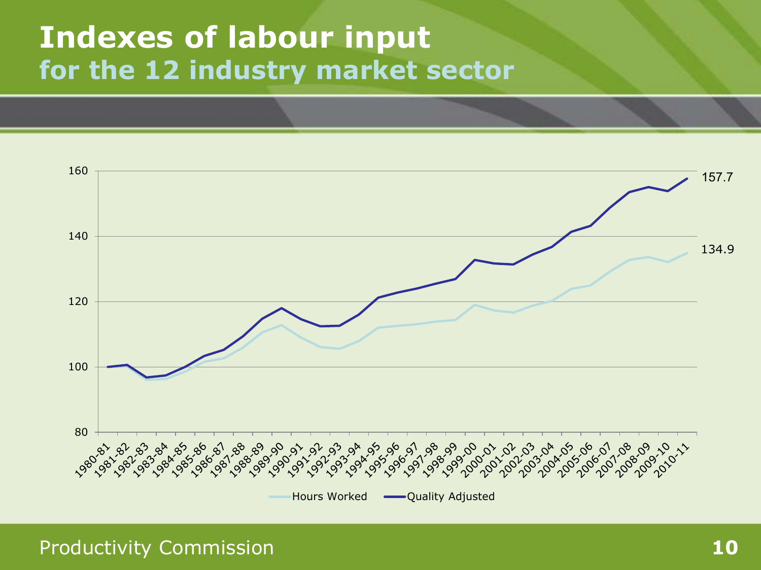# Indexes of labour input
## for the 12 industry market sector

Series: Hours Worked; Quality Adjusted

Y-axis: 80, 100, 120, 140, 160

X-axis: 1980-81, 1981-82, 1982-83, 1983-84, 1984-85, 1985-86, 1986-87, 1987-88, 1988-89, 1989-90, 1990-91, 1991-92, 1992-93, 1993-94, 1994-95, 1995-96, 1996-97, 1997-98, 1998-99, 1999-00, 2000-01, 2001-02, 2002-03, 2003-04, 2004-05, 2005-06, 2006-07, 2007-08, 2008-09, 2009-10, 2010-11

End values (2010-11): Quality Adjusted 157.7; Hours Worked 134.9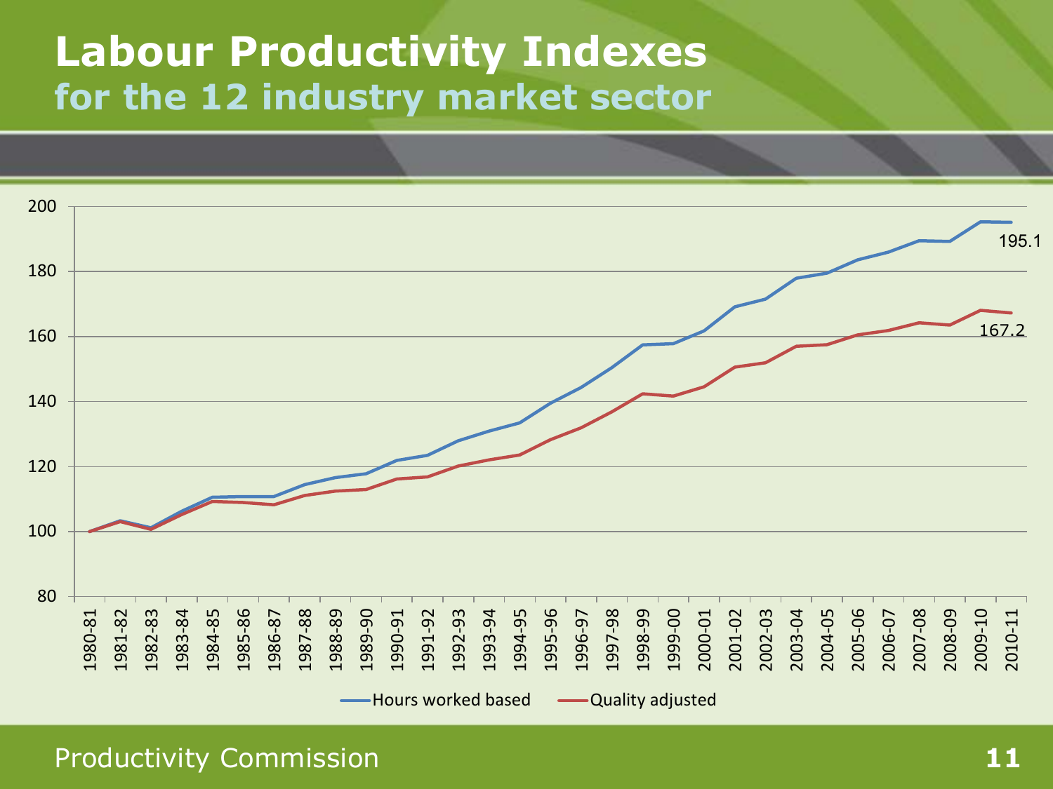# Labour Productivity Indexes

## for the 12 industry market sector

Legend: Hours worked based; Quality adjusted

Y-axis: 80 to 200

X-axis: 1980-81 to 2010-11

End values (2010-11): Hours worked based 195.1; Quality adjusted 167.2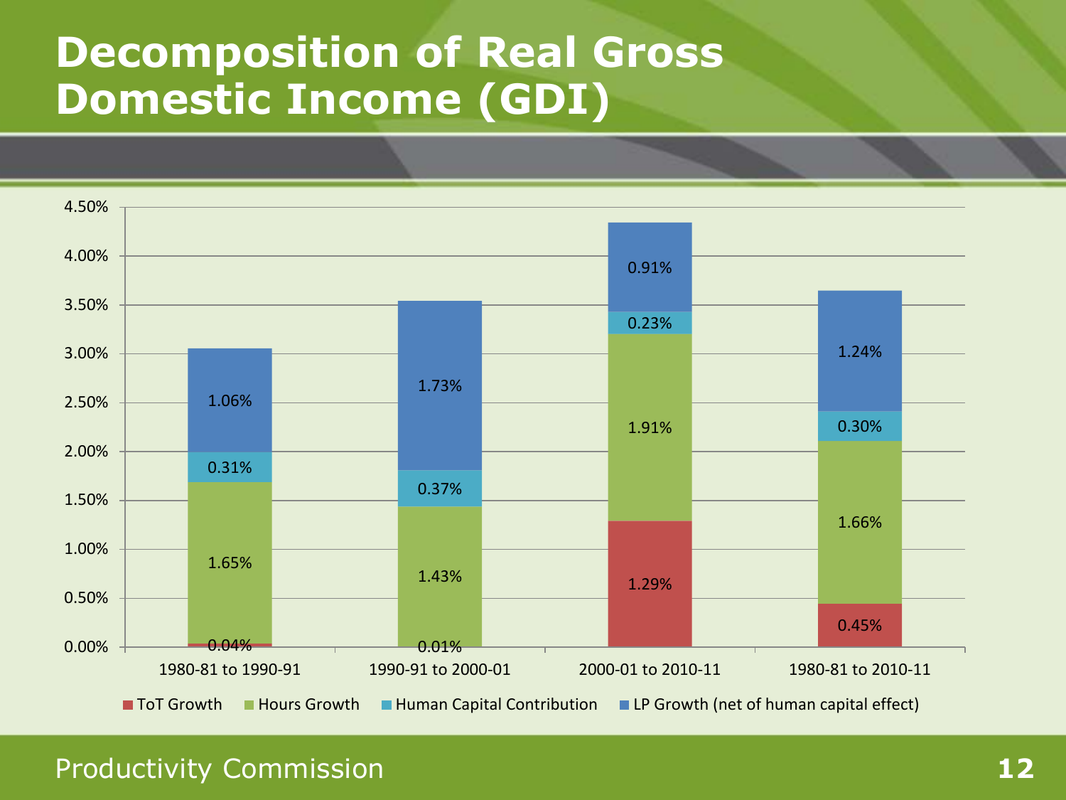# Decomposition of Real Gross Domestic Income (GDI)

| | 1980-81 to 1990-91 | 1990-91 to 2000-01 | 2000-01 to 2010-11 | 1980-81 to 2010-11 |
|---|---|---|---|---|
| ToT Growth | 0.04% | 0.01% | 1.29% | 0.45% |
| Hours Growth | 1.65% | 1.43% | 1.91% | 1.66% |
| Human Capital Contribution | 0.31% | 0.37% | 0.23% | 0.30% |
| LP Growth (net of human capital effect) | 1.06% | 1.73% | 0.91% | 1.24% |

Productivity Commission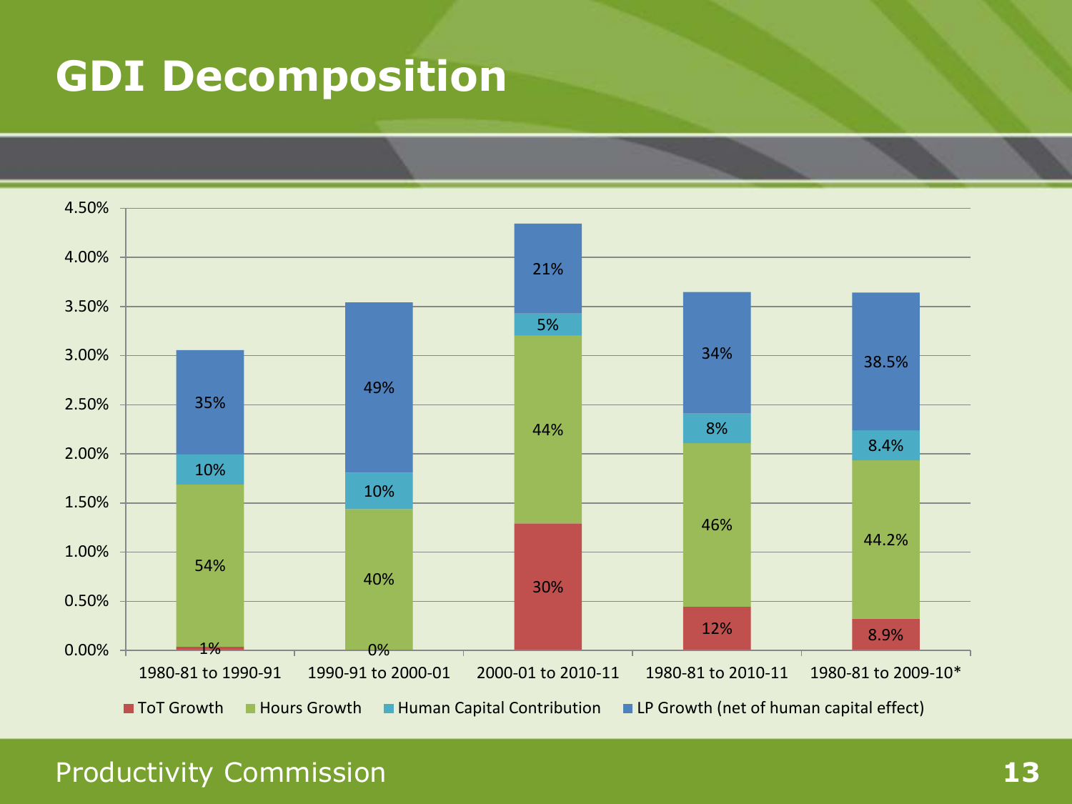# GDI Decomposition

| Period | ToT Growth | Hours Growth | Human Capital Contribution | LP Growth (net of human capital effect) |
|---|---|---|---|---|
| 1980-81 to 1990-91 | 1% | 54% | 10% | 35% |
| 1990-91 to 2000-01 | 0% | 40% | 10% | 49% |
| 2000-01 to 2010-11 | 30% | 44% | 5% | 21% |
| 1980-81 to 2010-11 | 12% | 46% | 8% | 34% |
| 1980-81 to 2009-10* | 8.9% | 44.2% | 8.4% | 38.5% |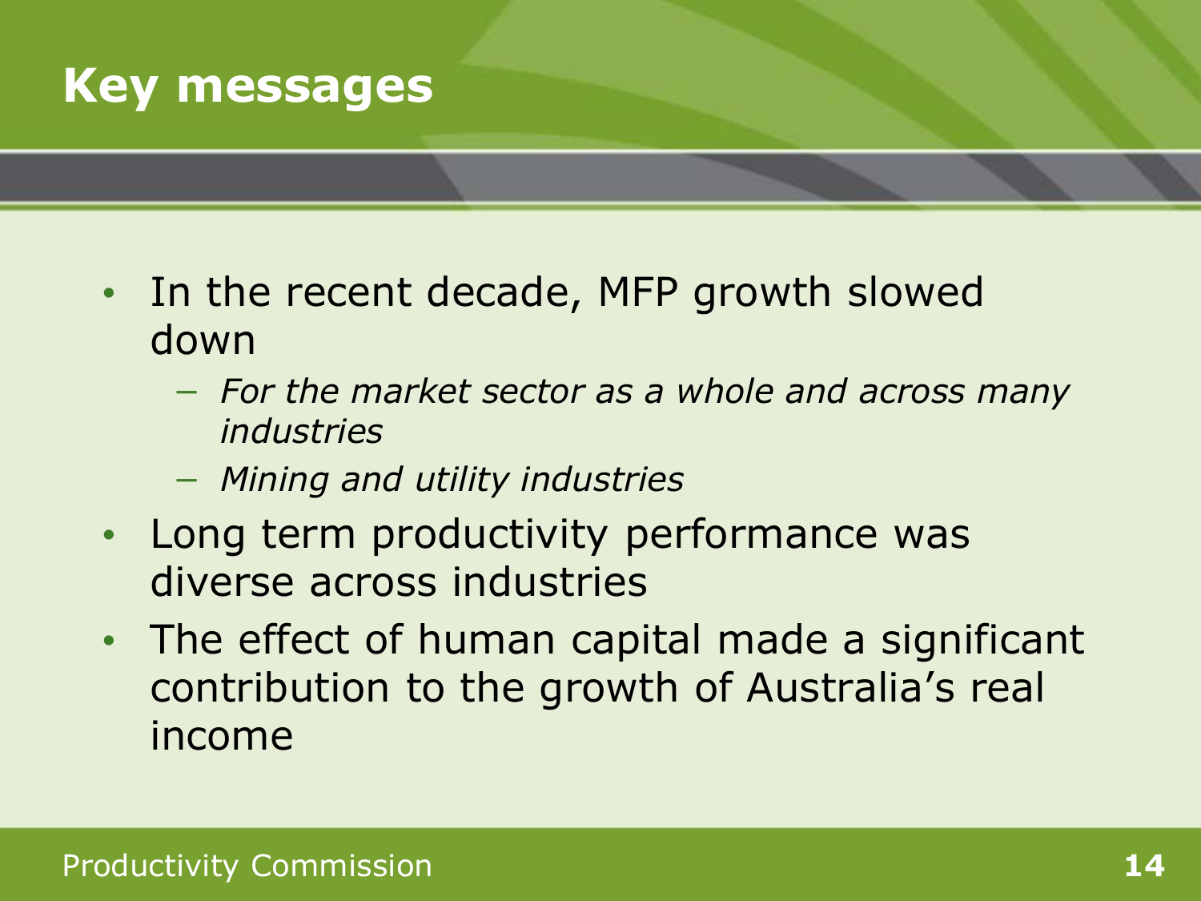# Key messages

- In the recent decade, MFP growth slowed down
  - *For the market sector as a whole and across many industries*
  - *Mining and utility industries*
- Long term productivity performance was diverse across industries
- The effect of human capital made a significant contribution to the growth of Australia's real income